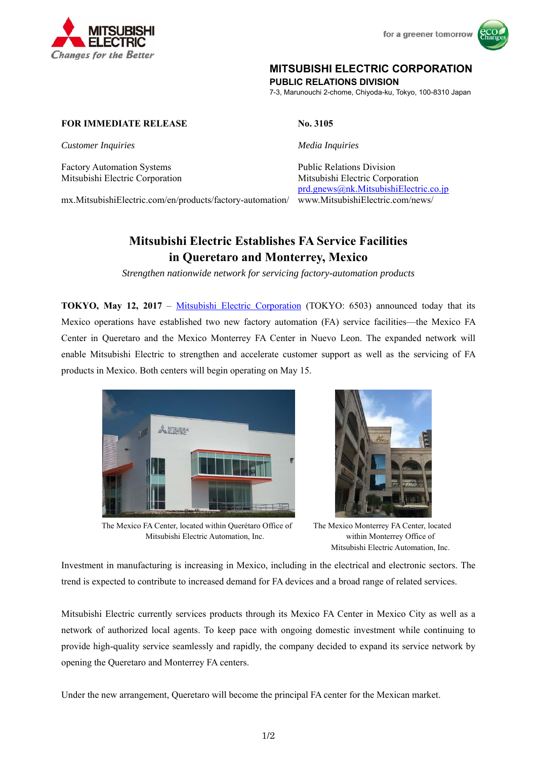MITSUBISHI ELECTRIC
*Changes for the Better*

for a greener tomorrow

**MITSUBISHI ELECTRIC CORPORATION**
**PUBLIC RELATIONS DIVISION**
7-3, Marunouchi 2-chome, Chiyoda-ku, Tokyo, 100-8310 Japan

**FOR IMMEDIATE RELEASE**

**No. 3105**

*Customer Inquiries*

Factory Automation Systems
Mitsubishi Electric Corporation

mx.MitsubishiElectric.com/en/products/factory-automation/

*Media Inquiries*

Public Relations Division
Mitsubishi Electric Corporation
prd.gnews@nk.MitsubishiElectric.co.jp
www.MitsubishiElectric.com/news/

# Mitsubishi Electric Establishes FA Service Facilities in Queretaro and Monterrey, Mexico

*Strengthen nationwide network for servicing factory-automation products*

**TOKYO, May 12, 2017** – Mitsubishi Electric Corporation (TOKYO: 6503) announced today that its Mexico operations have established two new factory automation (FA) service facilities—the Mexico FA Center in Queretaro and the Mexico Monterrey FA Center in Nuevo Leon. The expanded network will enable Mitsubishi Electric to strengthen and accelerate customer support as well as the servicing of FA products in Mexico. Both centers will begin operating on May 15.

The Mexico FA Center, located within Querétaro Office of Mitsubishi Electric Automation, Inc.

The Mexico Monterrey FA Center, located within Monterrey Office of Mitsubishi Electric Automation, Inc.

Investment in manufacturing is increasing in Mexico, including in the electrical and electronic sectors. The trend is expected to contribute to increased demand for FA devices and a broad range of related services.

Mitsubishi Electric currently services products through its Mexico FA Center in Mexico City as well as a network of authorized local agents. To keep pace with ongoing domestic investment while continuing to provide high-quality service seamlessly and rapidly, the company decided to expand its service network by opening the Queretaro and Monterrey FA centers.

Under the new arrangement, Queretaro will become the principal FA center for the Mexican market.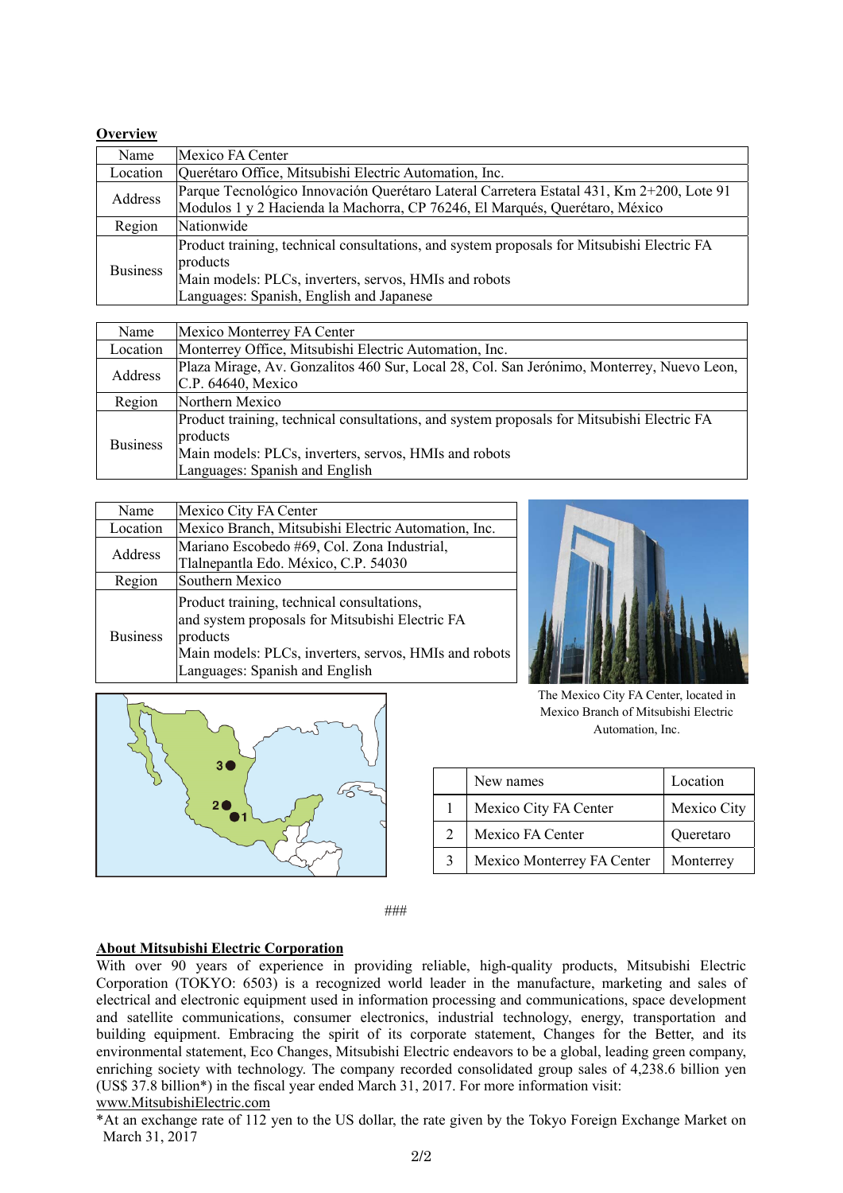## Overview

| | |
|---|---|
| Name | Mexico FA Center |
| Location | Querétaro Office, Mitsubishi Electric Automation, Inc. |
| Address | Parque Tecnológico Innovación Querétaro Lateral Carretera Estatal 431, Km 2+200, Lote 91 Modulos 1 y 2 Hacienda la Machorra, CP 76246, El Marqués, Querétaro, México |
| Region | Nationwide |
| Business | Product training, technical consultations, and system proposals for Mitsubishi Electric FA products<br>Main models: PLCs, inverters, servos, HMIs and robots<br>Languages: Spanish, English and Japanese |

| | |
|---|---|
| Name | Mexico Monterrey FA Center |
| Location | Monterrey Office, Mitsubishi Electric Automation, Inc. |
| Address | Plaza Mirage, Av. Gonzalitos 460 Sur, Local 28, Col. San Jerónimo, Monterrey, Nuevo Leon, C.P. 64640, Mexico |
| Region | Northern Mexico |
| Business | Product training, technical consultations, and system proposals for Mitsubishi Electric FA products<br>Main models: PLCs, inverters, servos, HMIs and robots<br>Languages: Spanish and English |

| | |
|---|---|
| Name | Mexico City FA Center |
| Location | Mexico Branch, Mitsubishi Electric Automation, Inc. |
| Address | Mariano Escobedo #69, Col. Zona Industrial, Tlalnepantla Edo. México, C.P. 54030 |
| Region | Southern Mexico |
| Business | Product training, technical consultations, and system proposals for Mitsubishi Electric FA products<br>Main models: PLCs, inverters, servos, HMIs and robots<br>Languages: Spanish and English |

The Mexico City FA Center, located in Mexico Branch of Mitsubishi Electric Automation, Inc.

3
2
1

| | New names | Location |
|---|---|---|
| 1 | Mexico City FA Center | Mexico City |
| 2 | Mexico FA Center | Queretaro |
| 3 | Mexico Monterrey FA Center | Monterrey |

###

**About Mitsubishi Electric Corporation**

With over 90 years of experience in providing reliable, high-quality products, Mitsubishi Electric Corporation (TOKYO: 6503) is a recognized world leader in the manufacture, marketing and sales of electrical and electronic equipment used in information processing and communications, space development and satellite communications, consumer electronics, industrial technology, energy, transportation and building equipment. Embracing the spirit of its corporate statement, Changes for the Better, and its environmental statement, Eco Changes, Mitsubishi Electric endeavors to be a global, leading green company, enriching society with technology. The company recorded consolidated group sales of 4,238.6 billion yen (US$ 37.8 billion*) in the fiscal year ended March 31, 2017. For more information visit: www.MitsubishiElectric.com

*At an exchange rate of 112 yen to the US dollar, the rate given by the Tokyo Foreign Exchange Market on March 31, 2017